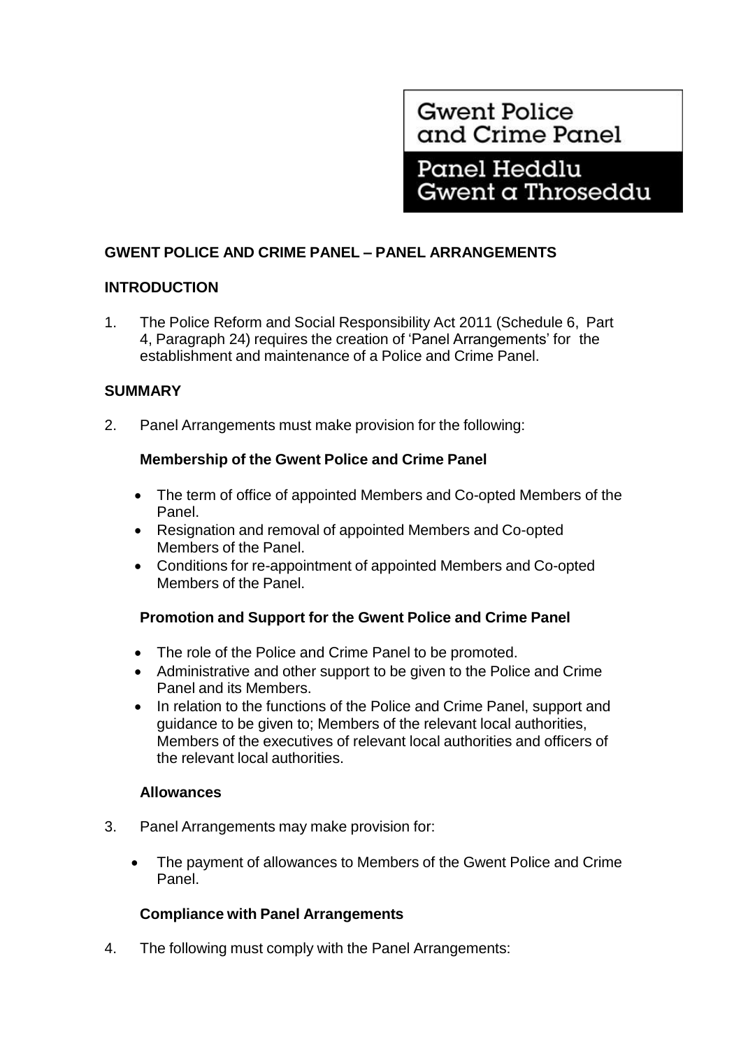Gwent Police and Crime Panel

Panel Heddlu Gwent a Throseddu

## GWENT POLICE AND CRIME PANEL – PANEL ARRANGEMENTS

### INTRODUCTION

1. The Police Reform and Social Responsibility Act 2011 (Schedule 6, Part 4, Paragraph 24) requires the creation of 'Panel Arrangements' for the establishment and maintenance of a Police and Crime Panel.

### SUMMARY

2. Panel Arrangements must make provision for the following:

**Membership of the Gwent Police and Crime Panel**

- The term of office of appointed Members and Co-opted Members of the Panel.
- Resignation and removal of appointed Members and Co-opted Members of the Panel.
- Conditions for re-appointment of appointed Members and Co-opted Members of the Panel.

**Promotion and Support for the Gwent Police and Crime Panel**

- The role of the Police and Crime Panel to be promoted.
- Administrative and other support to be given to the Police and Crime Panel and its Members.
- In relation to the functions of the Police and Crime Panel, support and guidance to be given to; Members of the relevant local authorities, Members of the executives of relevant local authorities and officers of the relevant local authorities.

**Allowances**

3. Panel Arrangements may make provision for:

- The payment of allowances to Members of the Gwent Police and Crime Panel.

**Compliance with Panel Arrangements**

4. The following must comply with the Panel Arrangements: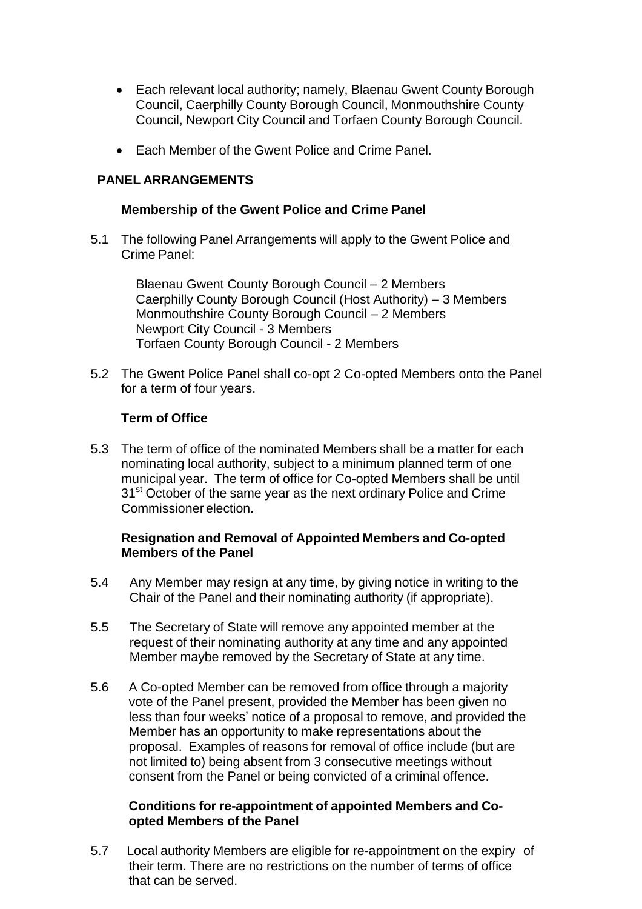- Each relevant local authority; namely, Blaenau Gwent County Borough Council, Caerphilly County Borough Council, Monmouthshire County Council, Newport City Council and Torfaen County Borough Council.
- Each Member of the Gwent Police and Crime Panel.

## PANEL ARRANGEMENTS

### Membership of the Gwent Police and Crime Panel

5.1 The following Panel Arrangements will apply to the Gwent Police and Crime Panel:

Blaenau Gwent County Borough Council – 2 Members
Caerphilly County Borough Council (Host Authority) – 3 Members
Monmouthshire County Borough Council – 2 Members
Newport City Council - 3 Members
Torfaen County Borough Council - 2 Members

5.2 The Gwent Police Panel shall co-opt 2 Co-opted Members onto the Panel for a term of four years.

### Term of Office

5.3 The term of office of the nominated Members shall be a matter for each nominating local authority, subject to a minimum planned term of one municipal year. The term of office for Co-opted Members shall be until 31st October of the same year as the next ordinary Police and Crime Commissioner election.

### Resignation and Removal of Appointed Members and Co-opted Members of the Panel

5.4 Any Member may resign at any time, by giving notice in writing to the Chair of the Panel and their nominating authority (if appropriate).

5.5 The Secretary of State will remove any appointed member at the request of their nominating authority at any time and any appointed Member maybe removed by the Secretary of State at any time.

5.6 A Co-opted Member can be removed from office through a majority vote of the Panel present, provided the Member has been given no less than four weeks' notice of a proposal to remove, and provided the Member has an opportunity to make representations about the proposal. Examples of reasons for removal of office include (but are not limited to) being absent from 3 consecutive meetings without consent from the Panel or being convicted of a criminal offence.

### Conditions for re-appointment of appointed Members and Co-opted Members of the Panel

5.7 Local authority Members are eligible for re-appointment on the expiry of their term. There are no restrictions on the number of terms of office that can be served.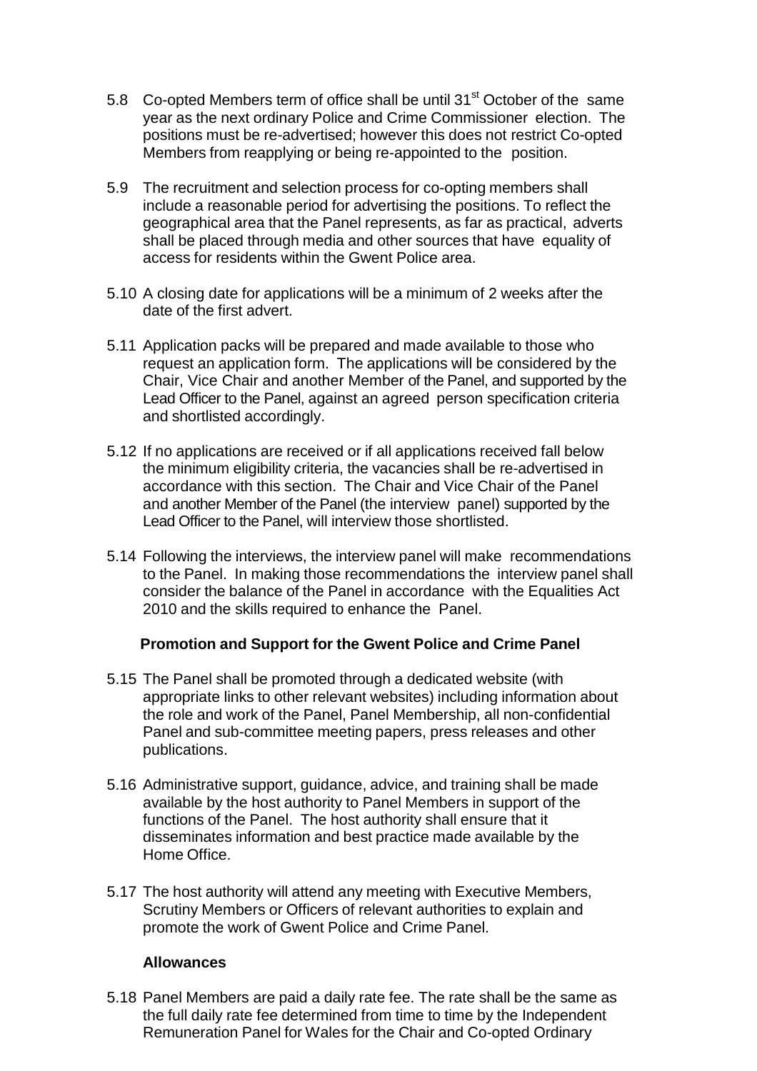5.8 Co-opted Members term of office shall be until 31st October of the same year as the next ordinary Police and Crime Commissioner election. The positions must be re-advertised; however this does not restrict Co-opted Members from reapplying or being re-appointed to the position.

5.9 The recruitment and selection process for co-opting members shall include a reasonable period for advertising the positions. To reflect the geographical area that the Panel represents, as far as practical, adverts shall be placed through media and other sources that have equality of access for residents within the Gwent Police area.

5.10 A closing date for applications will be a minimum of 2 weeks after the date of the first advert.

5.11 Application packs will be prepared and made available to those who request an application form. The applications will be considered by the Chair, Vice Chair and another Member of the Panel, and supported by the Lead Officer to the Panel, against an agreed person specification criteria and shortlisted accordingly.

5.12 If no applications are received or if all applications received fall below the minimum eligibility criteria, the vacancies shall be re-advertised in accordance with this section. The Chair and Vice Chair of the Panel and another Member of the Panel (the interview panel) supported by the Lead Officer to the Panel, will interview those shortlisted.

5.14 Following the interviews, the interview panel will make recommendations to the Panel. In making those recommendations the interview panel shall consider the balance of the Panel in accordance with the Equalities Act 2010 and the skills required to enhance the Panel.

**Promotion and Support for the Gwent Police and Crime Panel**

5.15 The Panel shall be promoted through a dedicated website (with appropriate links to other relevant websites) including information about the role and work of the Panel, Panel Membership, all non-confidential Panel and sub-committee meeting papers, press releases and other publications.

5.16 Administrative support, guidance, advice, and training shall be made available by the host authority to Panel Members in support of the functions of the Panel. The host authority shall ensure that it disseminates information and best practice made available by the Home Office.

5.17 The host authority will attend any meeting with Executive Members, Scrutiny Members or Officers of relevant authorities to explain and promote the work of Gwent Police and Crime Panel.

**Allowances**

5.18 Panel Members are paid a daily rate fee. The rate shall be the same as the full daily rate fee determined from time to time by the Independent Remuneration Panel for Wales for the Chair and Co-opted Ordinary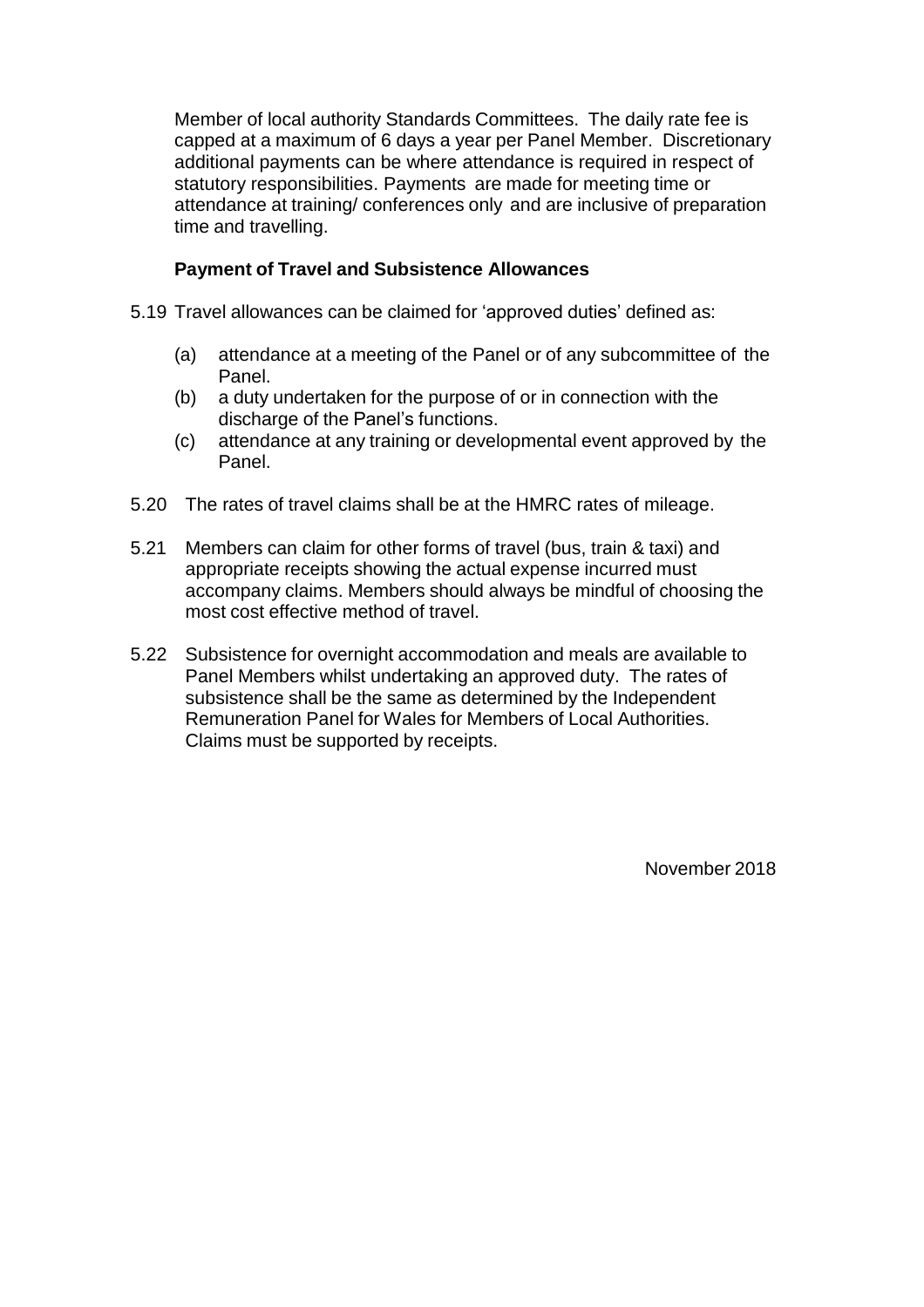Member of local authority Standards Committees. The daily rate fee is capped at a maximum of 6 days a year per Panel Member. Discretionary additional payments can be where attendance is required in respect of statutory responsibilities. Payments are made for meeting time or attendance at training/ conferences only and are inclusive of preparation time and travelling.

**Payment of Travel and Subsistence Allowances**

5.19 Travel allowances can be claimed for 'approved duties' defined as:

(a) attendance at a meeting of the Panel or of any subcommittee of the Panel.
(b) a duty undertaken for the purpose of or in connection with the discharge of the Panel's functions.
(c) attendance at any training or developmental event approved by the Panel.

5.20 The rates of travel claims shall be at the HMRC rates of mileage.

5.21 Members can claim for other forms of travel (bus, train & taxi) and appropriate receipts showing the actual expense incurred must accompany claims. Members should always be mindful of choosing the most cost effective method of travel.

5.22 Subsistence for overnight accommodation and meals are available to Panel Members whilst undertaking an approved duty. The rates of subsistence shall be the same as determined by the Independent Remuneration Panel for Wales for Members of Local Authorities. Claims must be supported by receipts.

November 2018